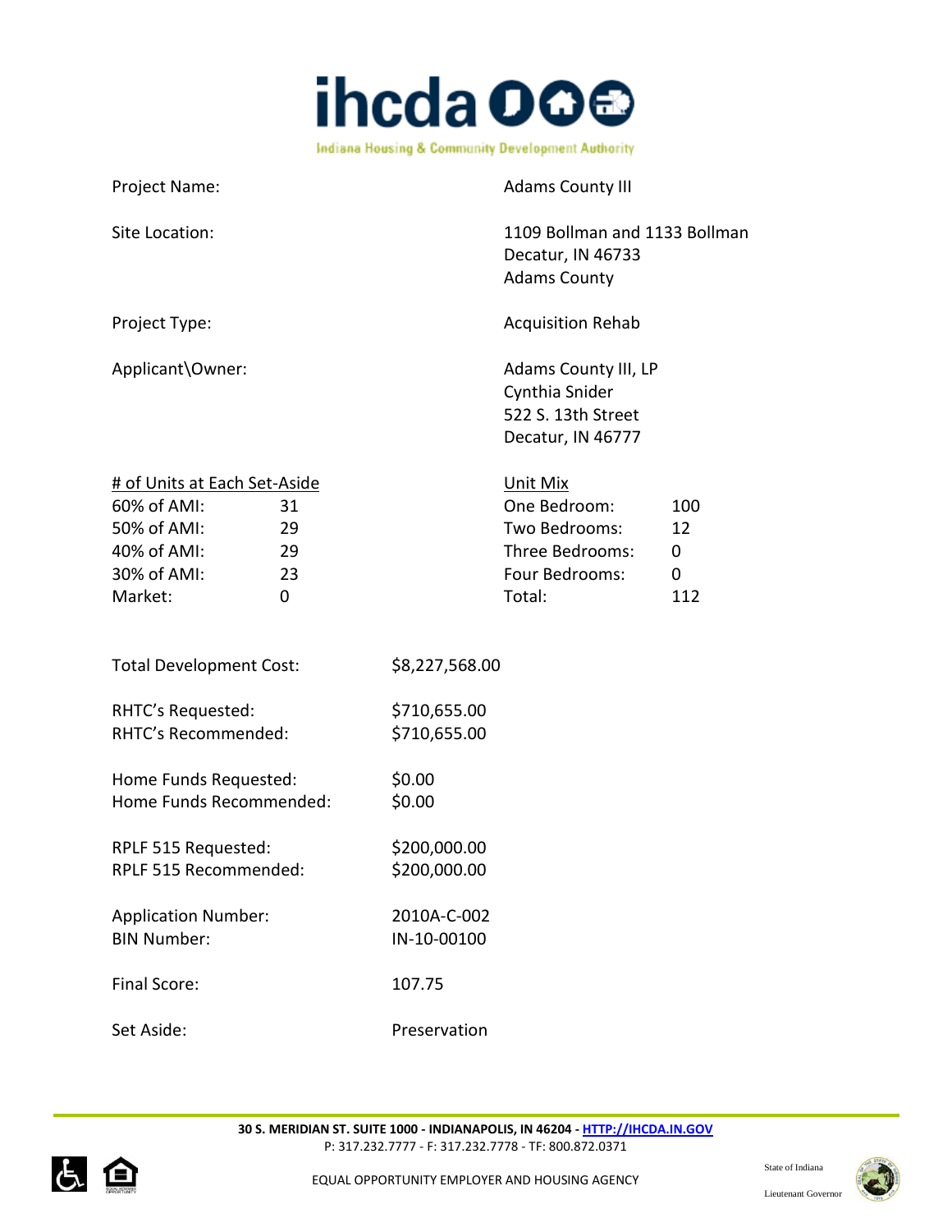**ihcda**

Indiana Housing & Community Development Authority

| | |
|---|---|
| Project Name: | Adams County III |
| Site Location: | 1109 Bollman and 1133 Bollman<br>Decatur, IN 46733<br>Adams County |
| Project Type: | Acquisition Rehab |
| Applicant\Owner: | Adams County III, LP<br>Cynthia Snider<br>522 S. 13th Street<br>Decatur, IN 46777 |

| # of Units at Each Set-Aside | | Unit Mix | |
|---|---|---|---|
| 60% of AMI: | 31 | One Bedroom: | 100 |
| 50% of AMI: | 29 | Two Bedrooms: | 12 |
| 40% of AMI: | 29 | Three Bedrooms: | 0 |
| 30% of AMI: | 23 | Four Bedrooms: | 0 |
| Market: | 0 | Total: | 112 |

| | |
|---|---|
| Total Development Cost: | $8,227,568.00 |
| RHTC's Requested: | $710,655.00 |
| RHTC's Recommended: | $710,655.00 |
| Home Funds Requested: | $0.00 |
| Home Funds Recommended: | $0.00 |
| RPLF 515 Requested: | $200,000.00 |
| RPLF 515 Recommended: | $200,000.00 |
| Application Number: | 2010A-C-002 |
| BIN Number: | IN-10-00100 |
| Final Score: | 107.75 |
| Set Aside: | Preservation |

30 S. MERIDIAN ST. SUITE 1000 - INDIANAPOLIS, IN 46204 - HTTP://IHCDA.IN.GOV
P: 317.232.7777 - F: 317.232.7778 - TF: 800.872.0371

EQUAL OPPORTUNITY EMPLOYER AND HOUSING AGENCY

State of Indiana
Lieutenant Governor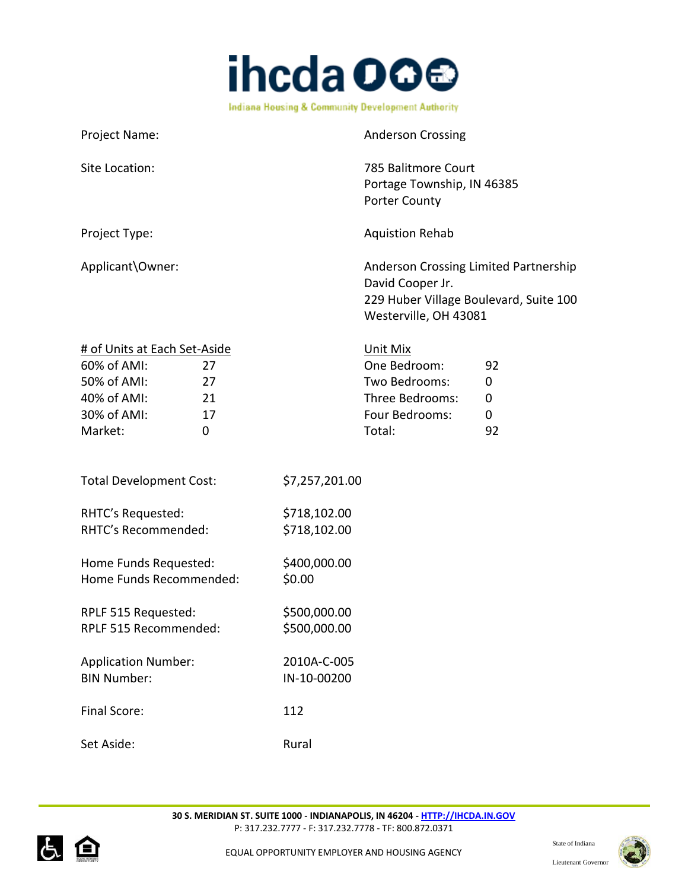| | |
|---|---|
| Project Name: | Anderson Crossing |
| Site Location: | 785 Balitmore Court<br>Portage Township, IN 46385<br>Porter County |
| Project Type: | Aquistion Rehab |
| Applicant\Owner: | Anderson Crossing Limited Partnership<br>David Cooper Jr.<br>229 Huber Village Boulevard, Suite 100<br>Westerville, OH 43081 |

| # of Units at Each Set-Aside | | Unit Mix | |
|---|---|---|---|
| 60% of AMI: | 27 | One Bedroom: | 92 |
| 50% of AMI: | 27 | Two Bedrooms: | 0 |
| 40% of AMI: | 21 | Three Bedrooms: | 0 |
| 30% of AMI: | 17 | Four Bedrooms: | 0 |
| Market: | 0 | Total: | 92 |

| | |
|---|---|
| Total Development Cost: | $7,257,201.00 |
| RHTC's Requested: | $718,102.00 |
| RHTC's Recommended: | $718,102.00 |
| Home Funds Requested: | $400,000.00 |
| Home Funds Recommended: | $0.00 |
| RPLF 515 Requested: | $500,000.00 |
| RPLF 515 Recommended: | $500,000.00 |
| Application Number: | 2010A-C-005 |
| BIN Number: | IN-10-00200 |
| Final Score: | 112 |
| Set Aside: | Rural |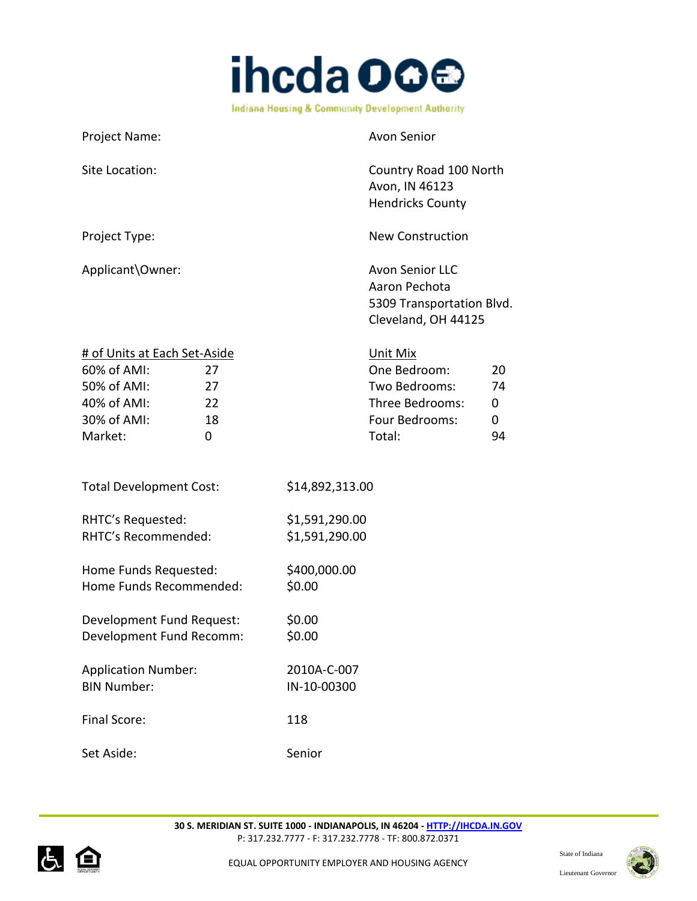Project Name: Avon Senior

Site Location: Country Road 100 North
Avon, IN 46123
Hendricks County

Project Type: New Construction

Applicant\Owner: Avon Senior LLC
Aaron Pechota
5309 Transportation Blvd.
Cleveland, OH 44125

| # of Units at Each Set-Aside | | Unit Mix | |
|---|---|---|---|
| 60% of AMI: | 27 | One Bedroom: | 20 |
| 50% of AMI: | 27 | Two Bedrooms: | 74 |
| 40% of AMI: | 22 | Three Bedrooms: | 0 |
| 30% of AMI: | 18 | Four Bedrooms: | 0 |
| Market: | 0 | Total: | 94 |

Total Development Cost: $14,892,313.00

RHTC's Requested: $1,591,290.00
RHTC's Recommended: $1,591,290.00

Home Funds Requested: $400,000.00
Home Funds Recommended: $0.00

Development Fund Request: $0.00
Development Fund Recomm: $0.00

Application Number: 2010A-C-007
BIN Number: IN-10-00300

Final Score: 118

Set Aside: Senior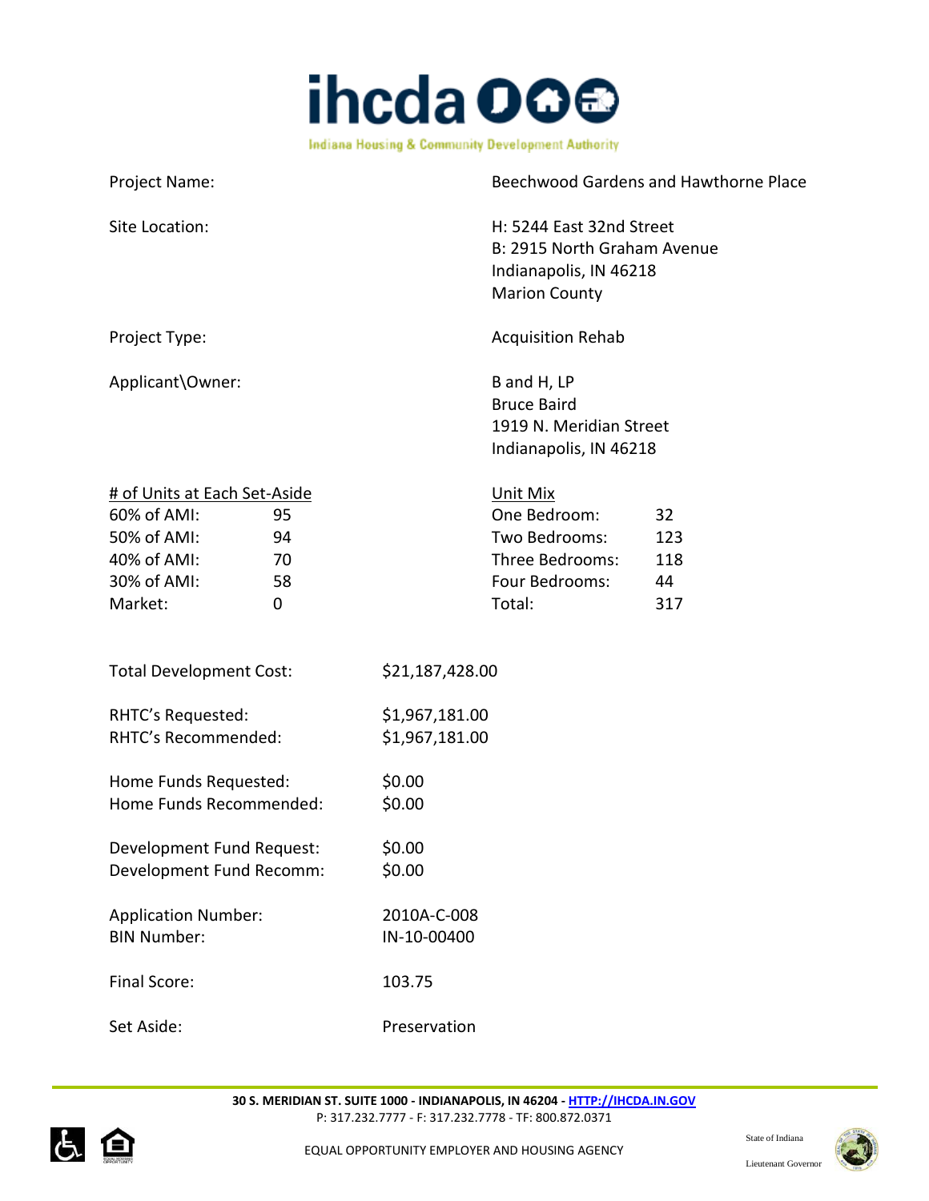Project Name: Beechwood Gardens and Hawthorne Place

Site Location: H: 5244 East 32nd Street
B: 2915 North Graham Avenue
Indianapolis, IN 46218
Marion County

Project Type: Acquisition Rehab

Applicant\Owner: B and H, LP
Bruce Baird
1919 N. Meridian Street
Indianapolis, IN 46218

| # of Units at Each Set-Aside | | Unit Mix | |
|---|---|---|---|
| 60% of AMI: | 95 | One Bedroom: | 32 |
| 50% of AMI: | 94 | Two Bedrooms: | 123 |
| 40% of AMI: | 70 | Three Bedrooms: | 118 |
| 30% of AMI: | 58 | Four Bedrooms: | 44 |
| Market: | 0 | Total: | 317 |

Total Development Cost: $21,187,428.00

RHTC's Requested: $1,967,181.00
RHTC's Recommended: $1,967,181.00

Home Funds Requested: $0.00
Home Funds Recommended: $0.00

Development Fund Request: $0.00
Development Fund Recomm: $0.00

Application Number: 2010A-C-008
BIN Number: IN-10-00400

Final Score: 103.75

Set Aside: Preservation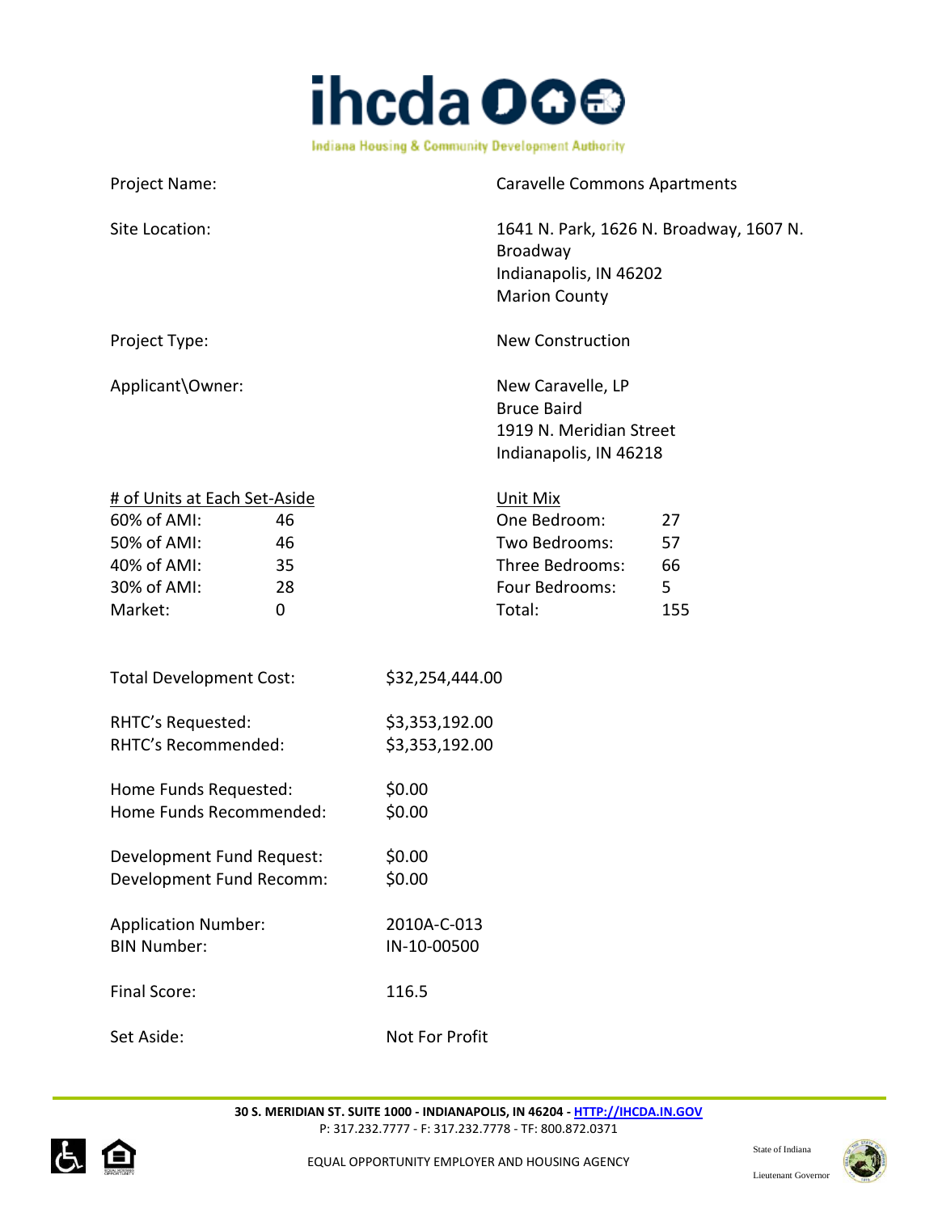Project Name: Caravelle Commons Apartments

Site Location: 1641 N. Park, 1626 N. Broadway, 1607 N. Broadway
Indianapolis, IN 46202
Marion County

Project Type: New Construction

Applicant\Owner: New Caravelle, LP
Bruce Baird
1919 N. Meridian Street
Indianapolis, IN 46218

| # of Units at Each Set-Aside | | Unit Mix | |
|---|---|---|---|
| 60% of AMI: | 46 | One Bedroom: | 27 |
| 50% of AMI: | 46 | Two Bedrooms: | 57 |
| 40% of AMI: | 35 | Three Bedrooms: | 66 |
| 30% of AMI: | 28 | Four Bedrooms: | 5 |
| Market: | 0 | Total: | 155 |

Total Development Cost: $32,254,444.00

RHTC's Requested: $3,353,192.00
RHTC's Recommended: $3,353,192.00

Home Funds Requested: $0.00
Home Funds Recommended: $0.00

Development Fund Request: $0.00
Development Fund Recomm: $0.00

Application Number: 2010A-C-013
BIN Number: IN-10-00500

Final Score: 116.5

Set Aside: Not For Profit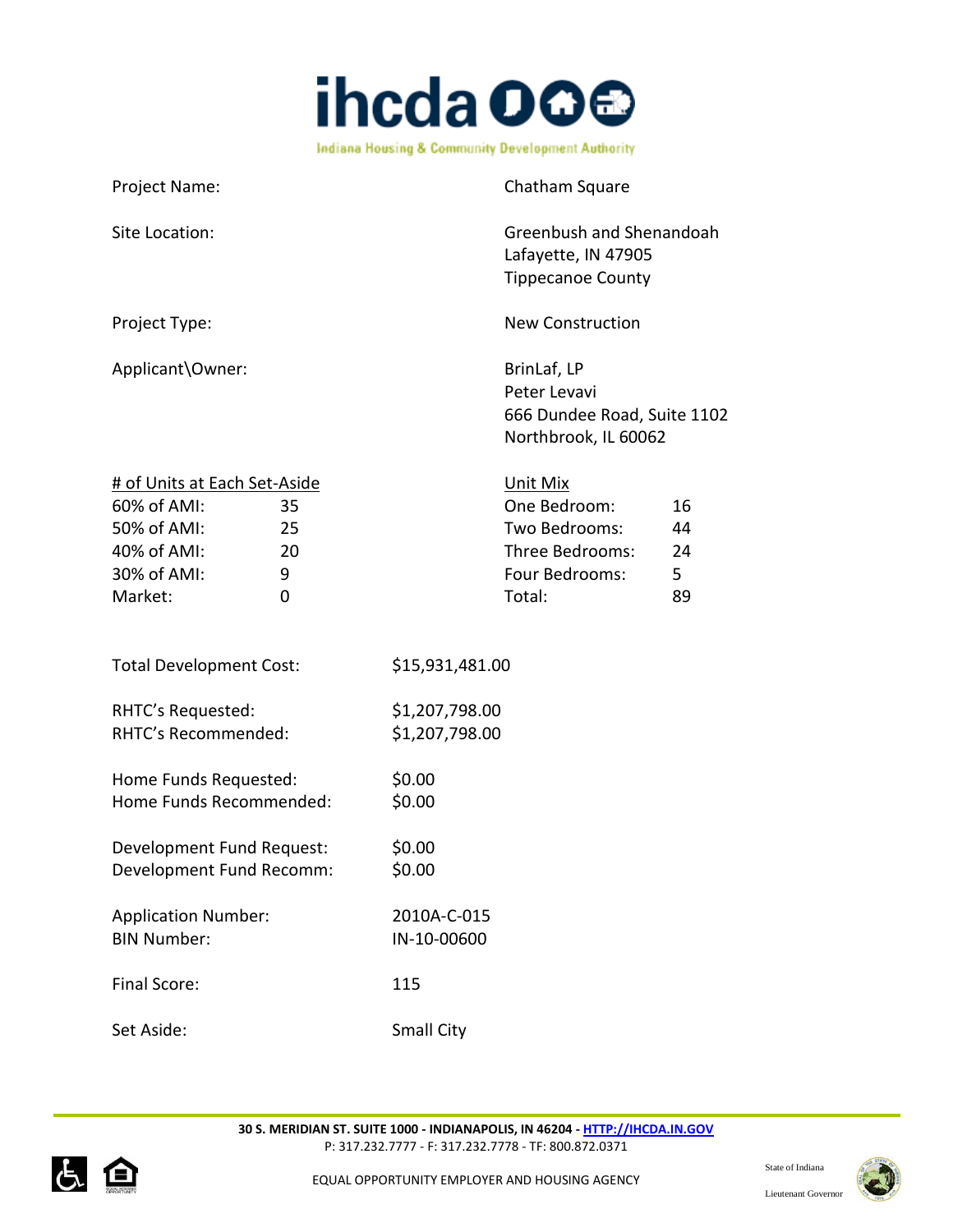| | |
|---|---|
| Project Name: | Chatham Square |
| Site Location: | Greenbush and Shenandoah<br>Lafayette, IN 47905<br>Tippecanoe County |
| Project Type: | New Construction |
| Applicant\Owner: | BrinLaf, LP<br>Peter Levavi<br>666 Dundee Road, Suite 1102<br>Northbrook, IL 60062 |

| # of Units at Each Set-Aside | | Unit Mix | |
|---|---|---|---|
| 60% of AMI: | 35 | One Bedroom: | 16 |
| 50% of AMI: | 25 | Two Bedrooms: | 44 |
| 40% of AMI: | 20 | Three Bedrooms: | 24 |
| 30% of AMI: | 9 | Four Bedrooms: | 5 |
| Market: | 0 | Total: | 89 |

| | |
|---|---|
| Total Development Cost: | $15,931,481.00 |
| RHTC's Requested: | $1,207,798.00 |
| RHTC's Recommended: | $1,207,798.00 |
| Home Funds Requested: | $0.00 |
| Home Funds Recommended: | $0.00 |
| Development Fund Request: | $0.00 |
| Development Fund Recomm: | $0.00 |
| Application Number: | 2010A-C-015 |
| BIN Number: | IN-10-00600 |
| Final Score: | 115 |
| Set Aside: | Small City |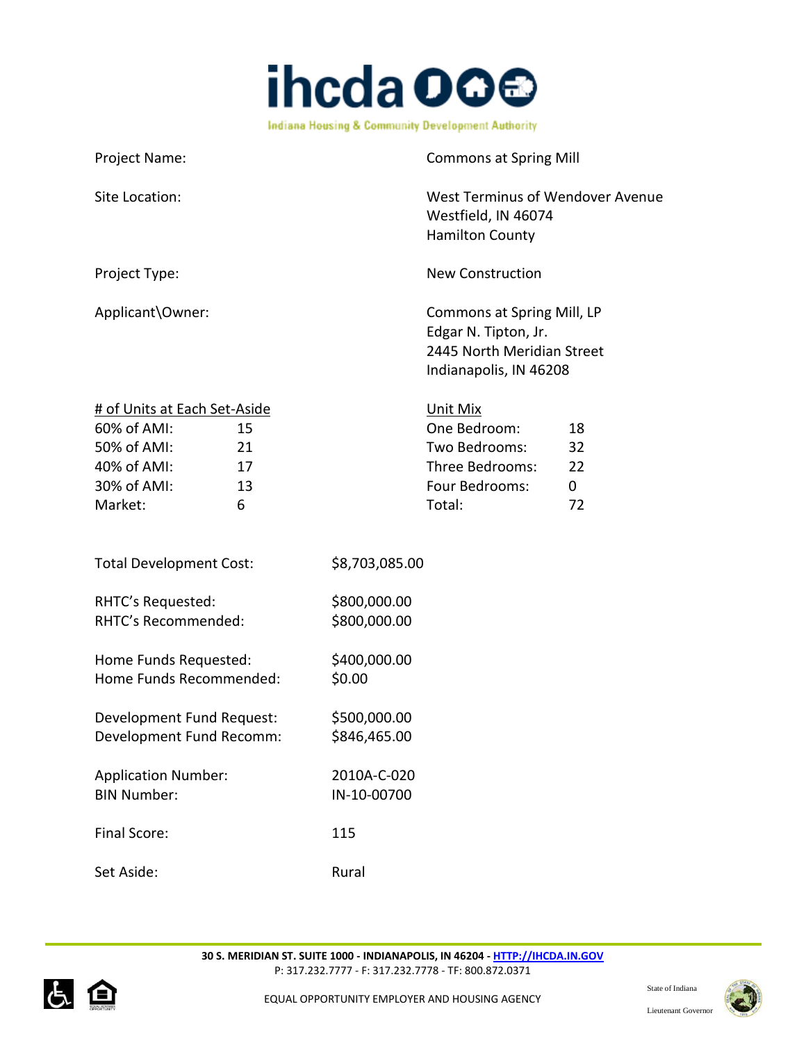| | |
|---|---|
| Project Name: | Commons at Spring Mill |
| Site Location: | West Terminus of Wendover Avenue<br>Westfield, IN 46074<br>Hamilton County |
| Project Type: | New Construction |
| Applicant\Owner: | Commons at Spring Mill, LP<br>Edgar N. Tipton, Jr.<br>2445 North Meridian Street<br>Indianapolis, IN 46208 |

| # of Units at Each Set-Aside | | Unit Mix | |
|---|---|---|---|
| 60% of AMI: | 15 | One Bedroom: | 18 |
| 50% of AMI: | 21 | Two Bedrooms: | 32 |
| 40% of AMI: | 17 | Three Bedrooms: | 22 |
| 30% of AMI: | 13 | Four Bedrooms: | 0 |
| Market: | 6 | Total: | 72 |

| | |
|---|---|
| Total Development Cost: | $8,703,085.00 |
| RHTC's Requested: | $800,000.00 |
| RHTC's Recommended: | $800,000.00 |
| Home Funds Requested: | $400,000.00 |
| Home Funds Recommended: | $0.00 |
| Development Fund Request: | $500,000.00 |
| Development Fund Recomm: | $846,465.00 |
| Application Number: | 2010A-C-020 |
| BIN Number: | IN-10-00700 |
| Final Score: | 115 |
| Set Aside: | Rural |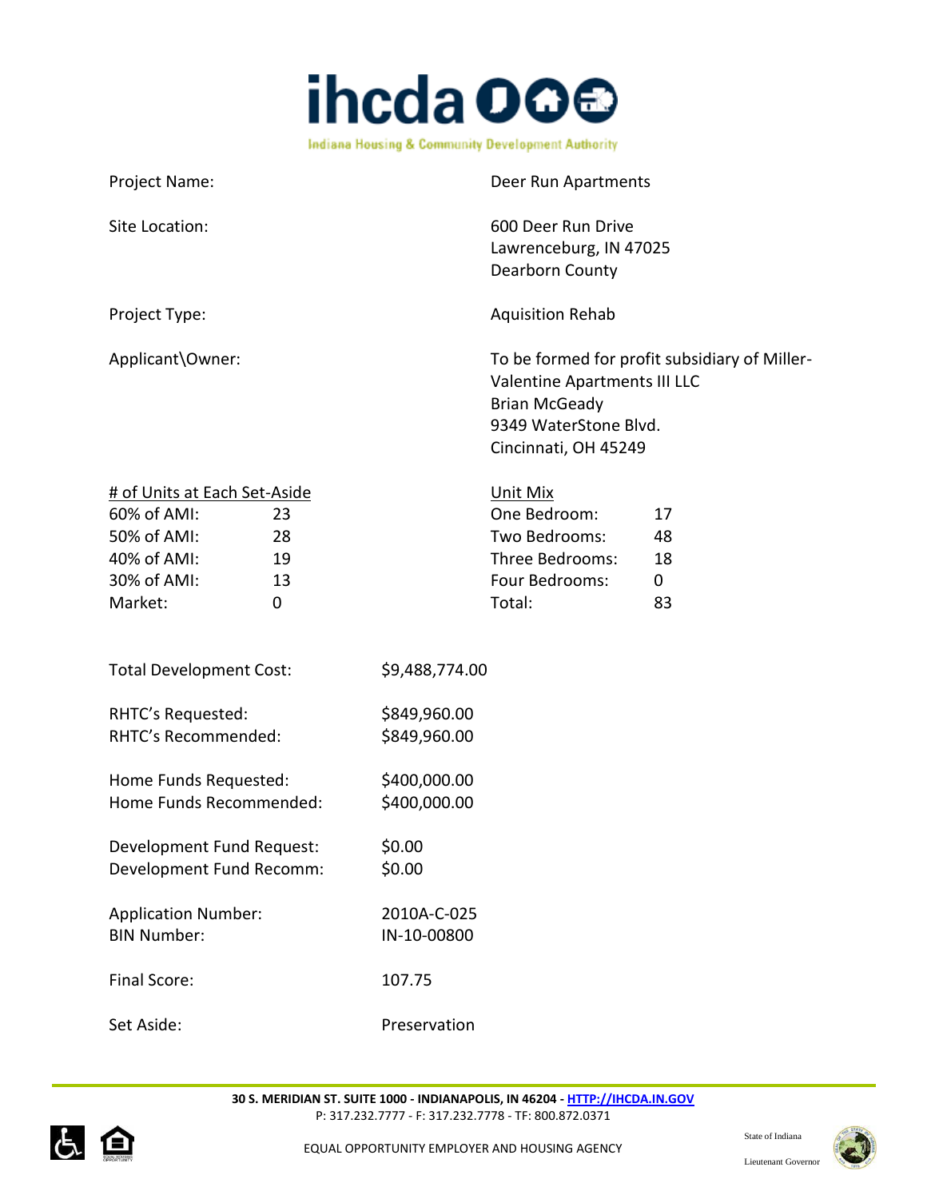Project Name: Deer Run Apartments

Site Location: 600 Deer Run Drive
Lawrenceburg, IN 47025
Dearborn County

Project Type: Aquisition Rehab

Applicant\Owner: To be formed for profit subsidiary of Miller-Valentine Apartments III LLC
Brian McGeady
9349 WaterStone Blvd.
Cincinnati, OH 45249

| # of Units at Each Set-Aside | | Unit Mix | |
|---|---|---|---|
| 60% of AMI: | 23 | One Bedroom: | 17 |
| 50% of AMI: | 28 | Two Bedrooms: | 48 |
| 40% of AMI: | 19 | Three Bedrooms: | 18 |
| 30% of AMI: | 13 | Four Bedrooms: | 0 |
| Market: | 0 | Total: | 83 |

Total Development Cost: $9,488,774.00

RHTC's Requested: $849,960.00
RHTC's Recommended: $849,960.00

Home Funds Requested: $400,000.00
Home Funds Recommended: $400,000.00

Development Fund Request: $0.00
Development Fund Recomm: $0.00

Application Number: 2010A-C-025
BIN Number: IN-10-00800

Final Score: 107.75

Set Aside: Preservation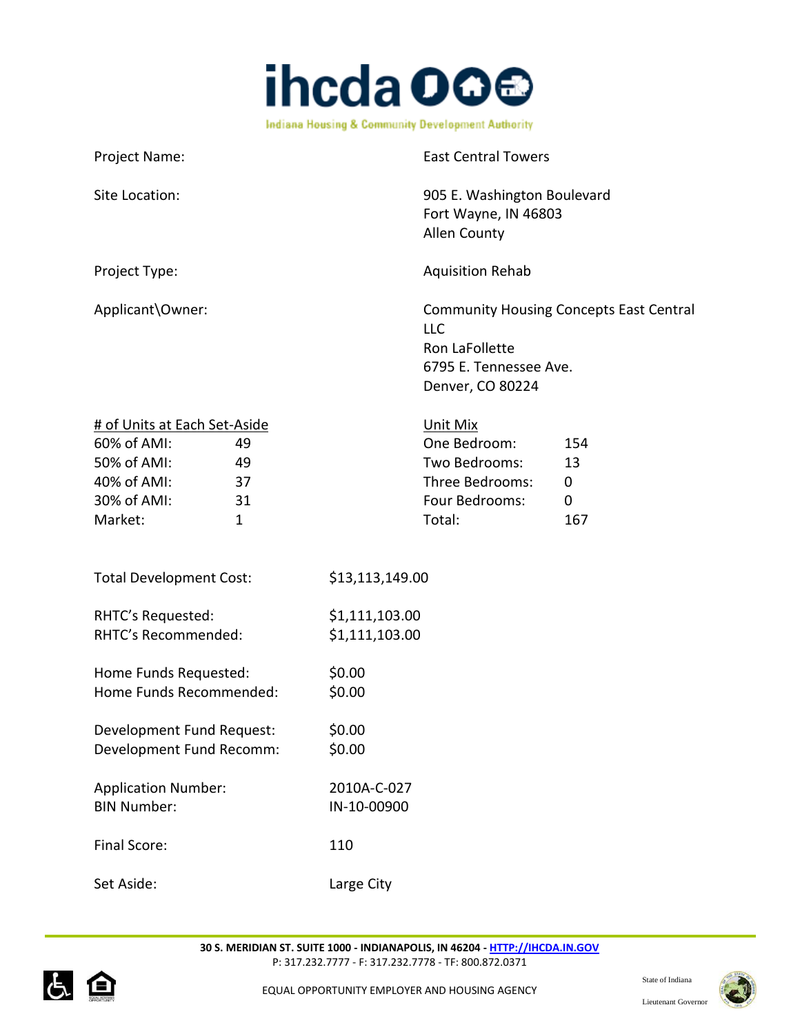Project Name: East Central Towers

Site Location: 905 E. Washington Boulevard
Fort Wayne, IN 46803
Allen County

Project Type: Aquisition Rehab

Applicant\Owner: Community Housing Concepts East Central LLC
Ron LaFollette
6795 E. Tennessee Ave.
Denver, CO 80224

| # of Units at Each Set-Aside | | Unit Mix | |
|---|---|---|---|
| 60% of AMI: | 49 | One Bedroom: | 154 |
| 50% of AMI: | 49 | Two Bedrooms: | 13 |
| 40% of AMI: | 37 | Three Bedrooms: | 0 |
| 30% of AMI: | 31 | Four Bedrooms: | 0 |
| Market: | 1 | Total: | 167 |

| | |
|---|---|
| Total Development Cost: | $13,113,149.00 |
| RHTC's Requested: | $1,111,103.00 |
| RHTC's Recommended: | $1,111,103.00 |
| Home Funds Requested: | $0.00 |
| Home Funds Recommended: | $0.00 |
| Development Fund Request: | $0.00 |
| Development Fund Recomm: | $0.00 |
| Application Number: | 2010A-C-027 |
| BIN Number: | IN-10-00900 |
| Final Score: | 110 |
| Set Aside: | Large City |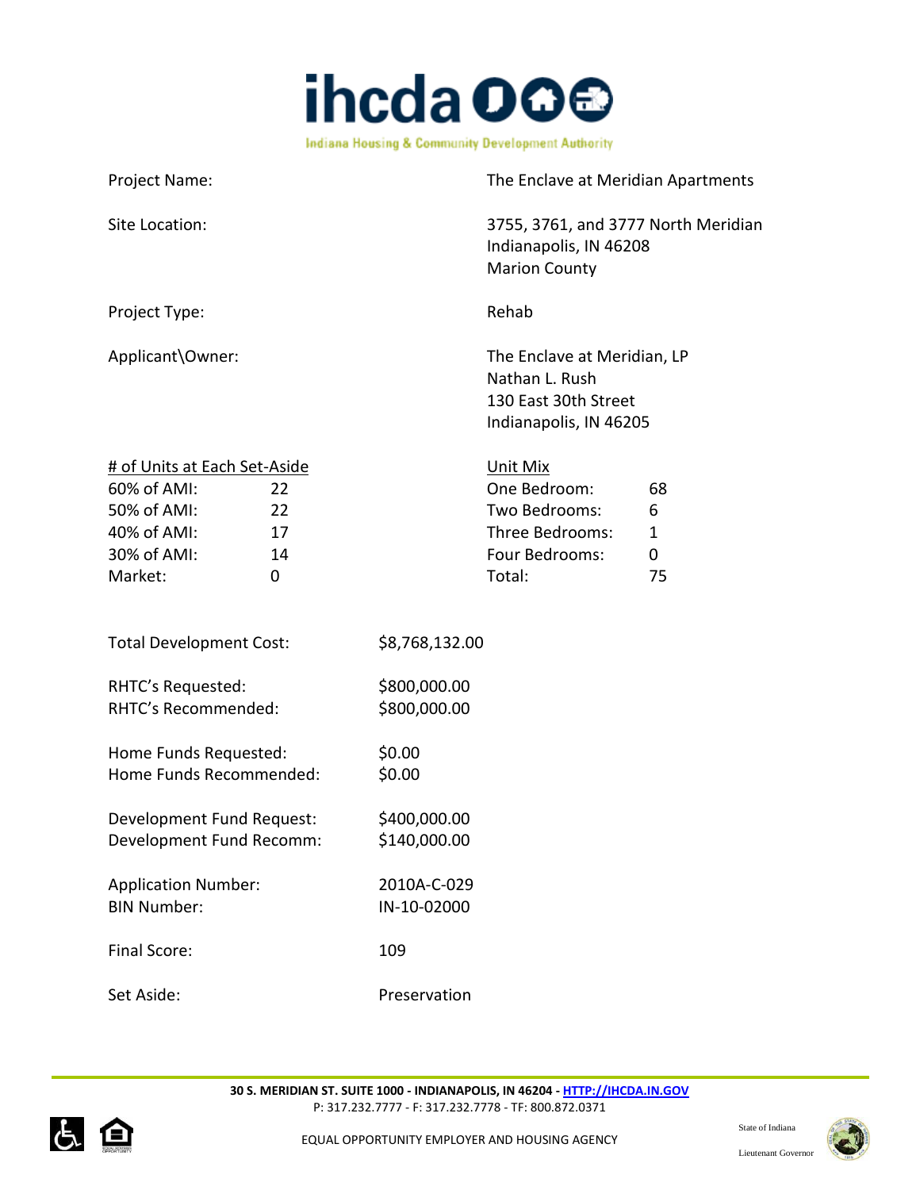Project Name: The Enclave at Meridian Apartments

Site Location: 3755, 3761, and 3777 North Meridian
Indianapolis, IN 46208
Marion County

Project Type: Rehab

Applicant\Owner: The Enclave at Meridian, LP
Nathan L. Rush
130 East 30th Street
Indianapolis, IN 46205

| # of Units at Each Set-Aside | | Unit Mix | |
|---|---|---|---|
| 60% of AMI: | 22 | One Bedroom: | 68 |
| 50% of AMI: | 22 | Two Bedrooms: | 6 |
| 40% of AMI: | 17 | Three Bedrooms: | 1 |
| 30% of AMI: | 14 | Four Bedrooms: | 0 |
| Market: | 0 | Total: | 75 |

Total Development Cost: $8,768,132.00

RHTC's Requested: $800,000.00
RHTC's Recommended: $800,000.00

Home Funds Requested: $0.00
Home Funds Recommended: $0.00

Development Fund Request: $400,000.00
Development Fund Recomm: $140,000.00

Application Number: 2010A-C-029
BIN Number: IN-10-02000

Final Score: 109

Set Aside: Preservation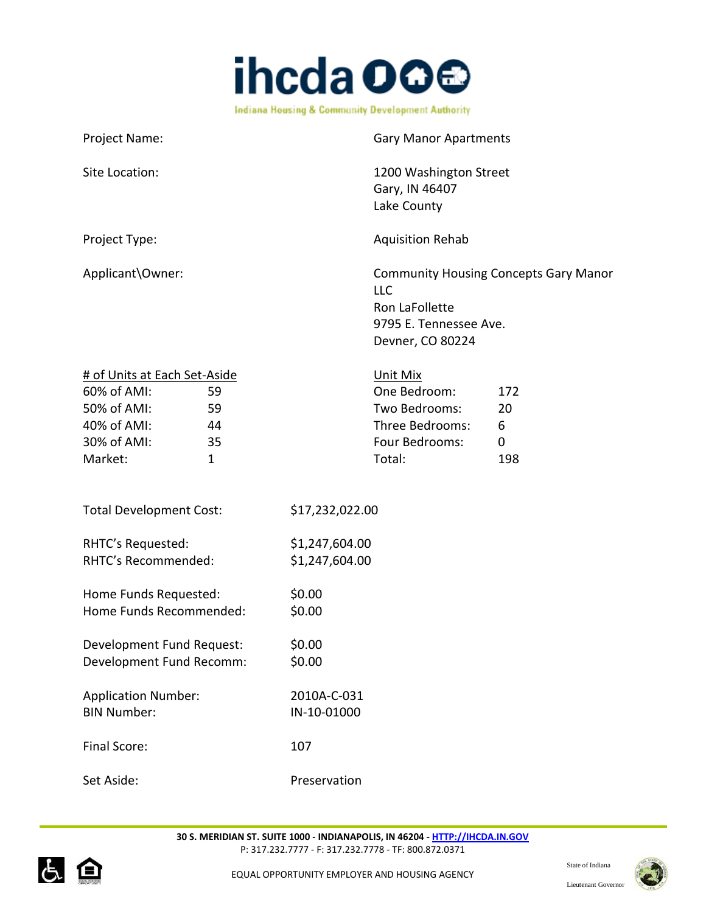Project Name: Gary Manor Apartments

Site Location: 1200 Washington Street
Gary, IN 46407
Lake County

Project Type: Aquisition Rehab

Applicant\Owner: Community Housing Concepts Gary Manor LLC
Ron LaFollette
9795 E. Tennessee Ave.
Devner, CO 80224

| # of Units at Each Set-Aside | | Unit Mix | |
|---|---|---|---|
| 60% of AMI: | 59 | One Bedroom: | 172 |
| 50% of AMI: | 59 | Two Bedrooms: | 20 |
| 40% of AMI: | 44 | Three Bedrooms: | 6 |
| 30% of AMI: | 35 | Four Bedrooms: | 0 |
| Market: | 1 | Total: | 198 |

Total Development Cost: $17,232,022.00

RHTC's Requested: $1,247,604.00
RHTC's Recommended: $1,247,604.00

Home Funds Requested: $0.00
Home Funds Recommended: $0.00

Development Fund Request: $0.00
Development Fund Recomm: $0.00

Application Number: 2010A-C-031
BIN Number: IN-10-01000

Final Score: 107

Set Aside: Preservation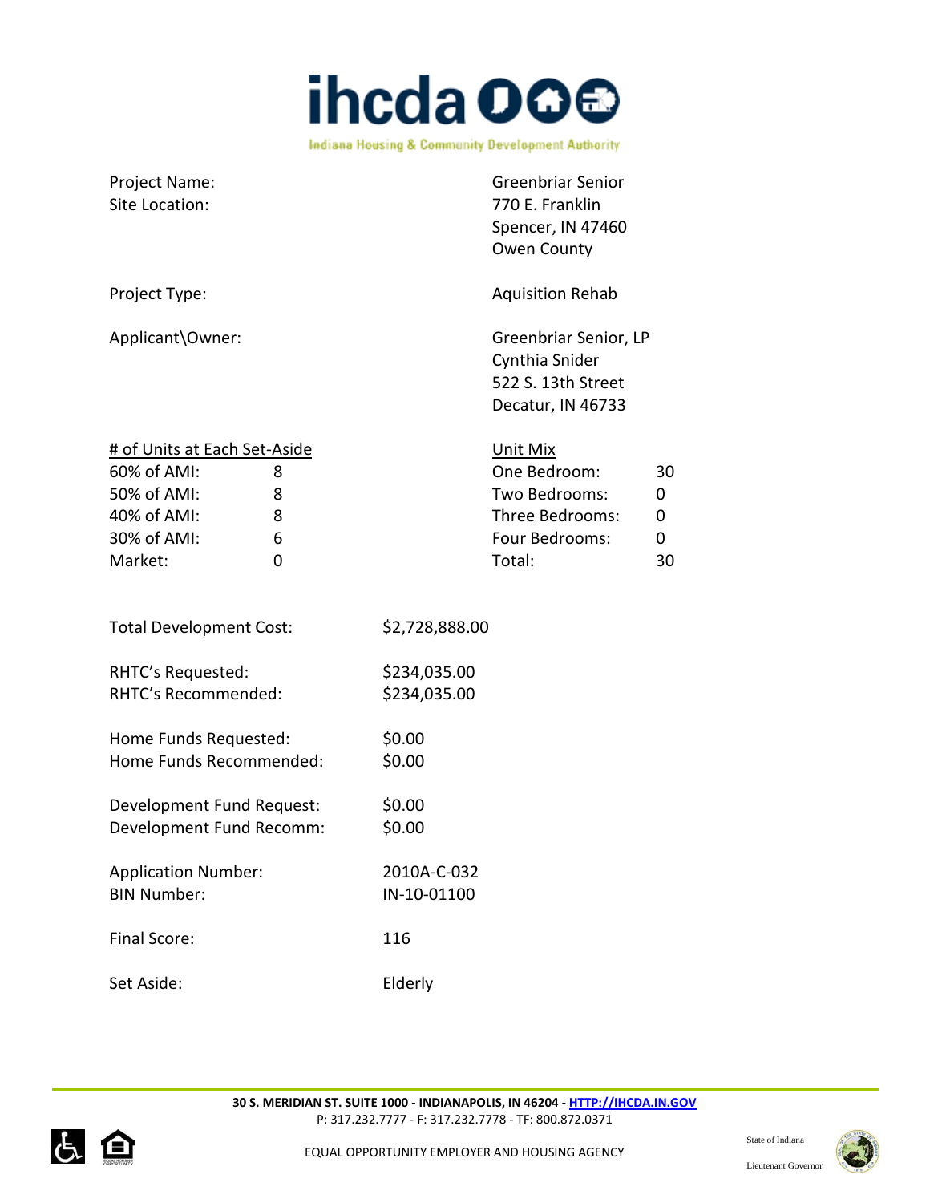| | |
|---|---|
| Project Name: | Greenbriar Senior |
| Site Location: | 770 E. Franklin<br>Spencer, IN 47460<br>Owen County |
| Project Type: | Aquisition Rehab |
| Applicant\Owner: | Greenbriar Senior, LP<br>Cynthia Snider<br>522 S. 13th Street<br>Decatur, IN 46733 |

| # of Units at Each Set-Aside | | Unit Mix | |
|---|---|---|---|
| 60% of AMI: | 8 | One Bedroom: | 30 |
| 50% of AMI: | 8 | Two Bedrooms: | 0 |
| 40% of AMI: | 8 | Three Bedrooms: | 0 |
| 30% of AMI: | 6 | Four Bedrooms: | 0 |
| Market: | 0 | Total: | 30 |

| | |
|---|---|
| Total Development Cost: | $2,728,888.00 |
| RHTC's Requested: | $234,035.00 |
| RHTC's Recommended: | $234,035.00 |
| Home Funds Requested: | $0.00 |
| Home Funds Recommended: | $0.00 |
| Development Fund Request: | $0.00 |
| Development Fund Recomm: | $0.00 |
| Application Number: | 2010A-C-032 |
| BIN Number: | IN-10-01100 |
| Final Score: | 116 |
| Set Aside: | Elderly |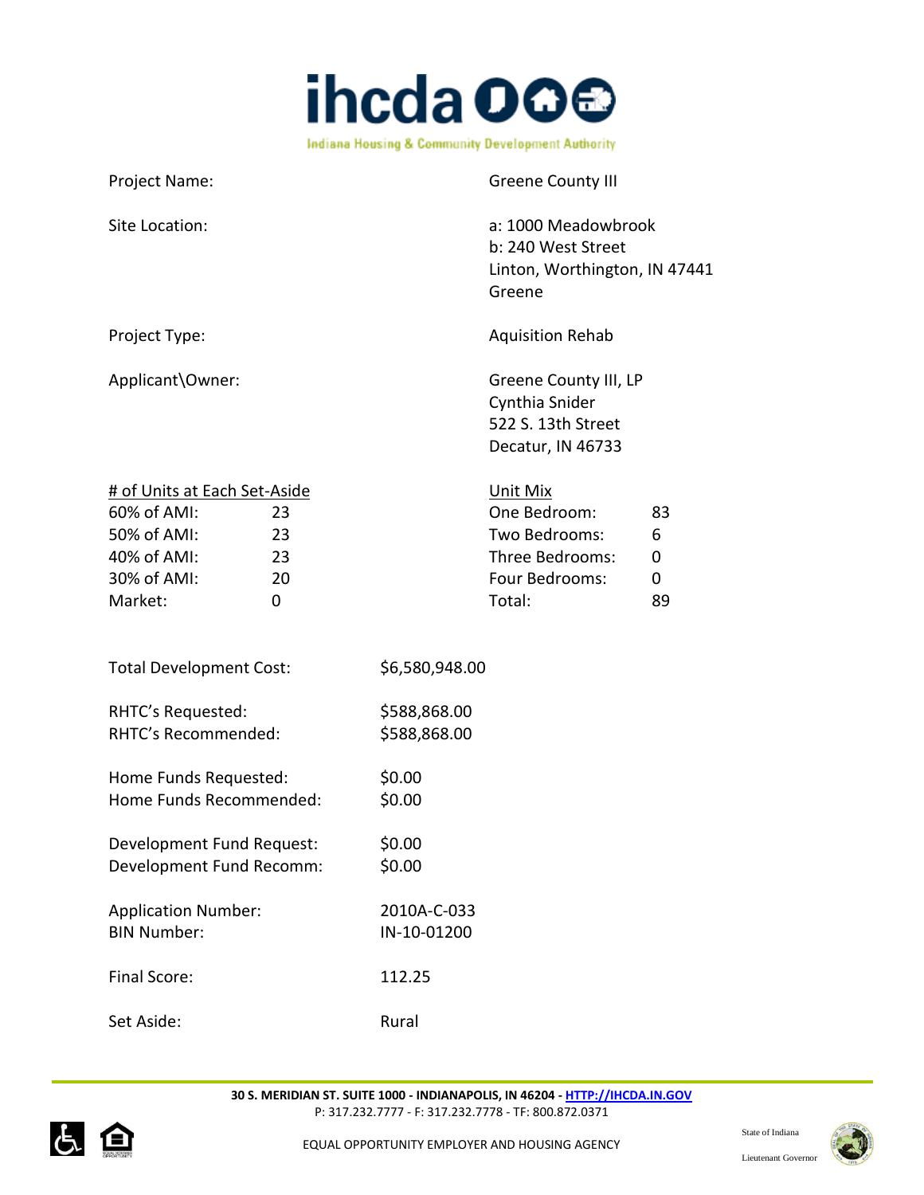Project Name: Greene County III

Site Location: a: 1000 Meadowbrook
b: 240 West Street
Linton, Worthington, IN 47441
Greene

Project Type: Aquisition Rehab

Applicant\Owner: Greene County III, LP
Cynthia Snider
522 S. 13th Street
Decatur, IN 46733

| # of Units at Each Set-Aside | | Unit Mix | |
|---|---|---|---|
| 60% of AMI: | 23 | One Bedroom: | 83 |
| 50% of AMI: | 23 | Two Bedrooms: | 6 |
| 40% of AMI: | 23 | Three Bedrooms: | 0 |
| 30% of AMI: | 20 | Four Bedrooms: | 0 |
| Market: | 0 | Total: | 89 |

Total Development Cost: $6,580,948.00

RHTC's Requested: $588,868.00
RHTC's Recommended: $588,868.00

Home Funds Requested: $0.00
Home Funds Recommended: $0.00

Development Fund Request: $0.00
Development Fund Recomm: $0.00

Application Number: 2010A-C-033
BIN Number: IN-10-01200

Final Score: 112.25

Set Aside: Rural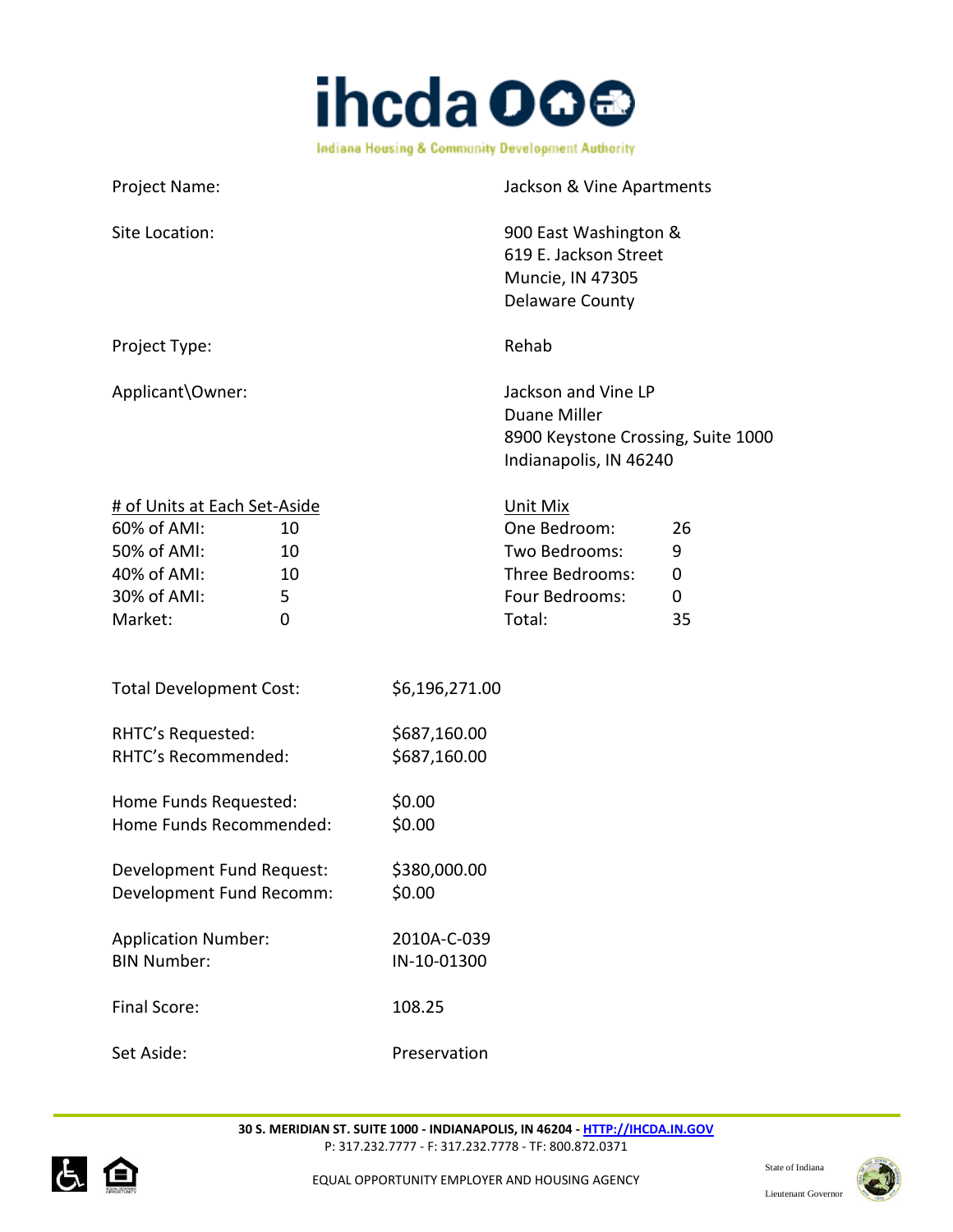Project Name: Jackson & Vine Apartments

Site Location: 900 East Washington & 619 E. Jackson Street Muncie, IN 47305 Delaware County

Project Type: Rehab

Applicant\Owner: Jackson and Vine LP Duane Miller 8900 Keystone Crossing, Suite 1000 Indianapolis, IN 46240

| # of Units at Each Set-Aside | | Unit Mix | |
|---|---|---|---|
| 60% of AMI: | 10 | One Bedroom: | 26 |
| 50% of AMI: | 10 | Two Bedrooms: | 9 |
| 40% of AMI: | 10 | Three Bedrooms: | 0 |
| 30% of AMI: | 5 | Four Bedrooms: | 0 |
| Market: | 0 | Total: | 35 |

Total Development Cost: $6,196,271.00

RHTC's Requested: $687,160.00
RHTC's Recommended: $687,160.00

Home Funds Requested: $0.00
Home Funds Recommended: $0.00

Development Fund Request: $380,000.00
Development Fund Recomm: $0.00

Application Number: 2010A-C-039
BIN Number: IN-10-01300

Final Score: 108.25

Set Aside: Preservation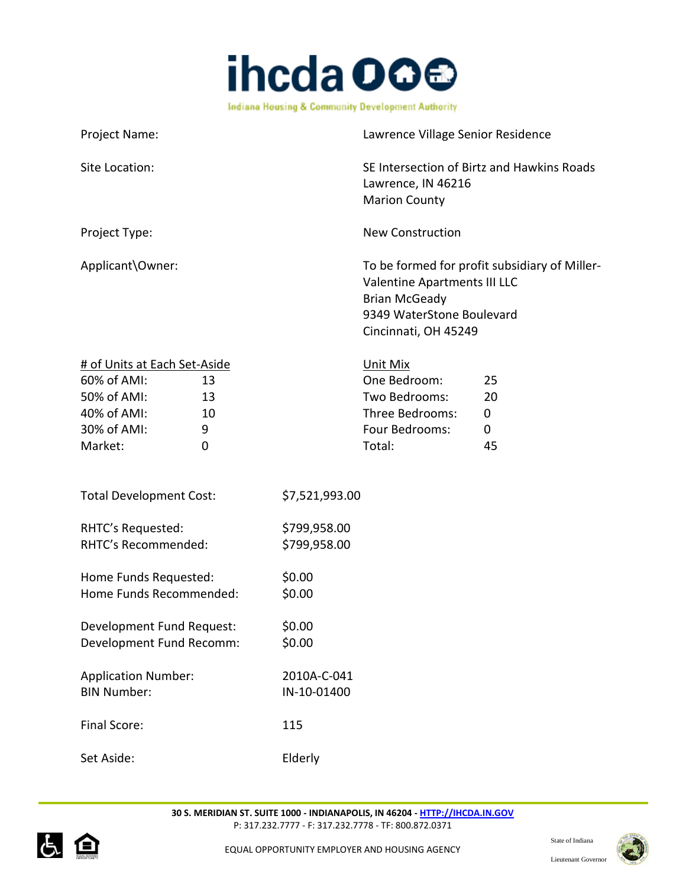Project Name: Lawrence Village Senior Residence

Site Location: SE Intersection of Birtz and Hawkins Roads
Lawrence, IN 46216
Marion County

Project Type: New Construction

Applicant\Owner: To be formed for profit subsidiary of Miller-Valentine Apartments III LLC
Brian McGeady
9349 WaterStone Boulevard
Cincinnati, OH 45249

| # of Units at Each Set-Aside | | Unit Mix | |
|---|---|---|---|
| 60% of AMI: | 13 | One Bedroom: | 25 |
| 50% of AMI: | 13 | Two Bedrooms: | 20 |
| 40% of AMI: | 10 | Three Bedrooms: | 0 |
| 30% of AMI: | 9 | Four Bedrooms: | 0 |
| Market: | 0 | Total: | 45 |

Total Development Cost: $7,521,993.00

RHTC's Requested: $799,958.00
RHTC's Recommended: $799,958.00

Home Funds Requested: $0.00
Home Funds Recommended: $0.00

Development Fund Request: $0.00
Development Fund Recomm: $0.00

Application Number: 2010A-C-041
BIN Number: IN-10-01400

Final Score: 115

Set Aside: Elderly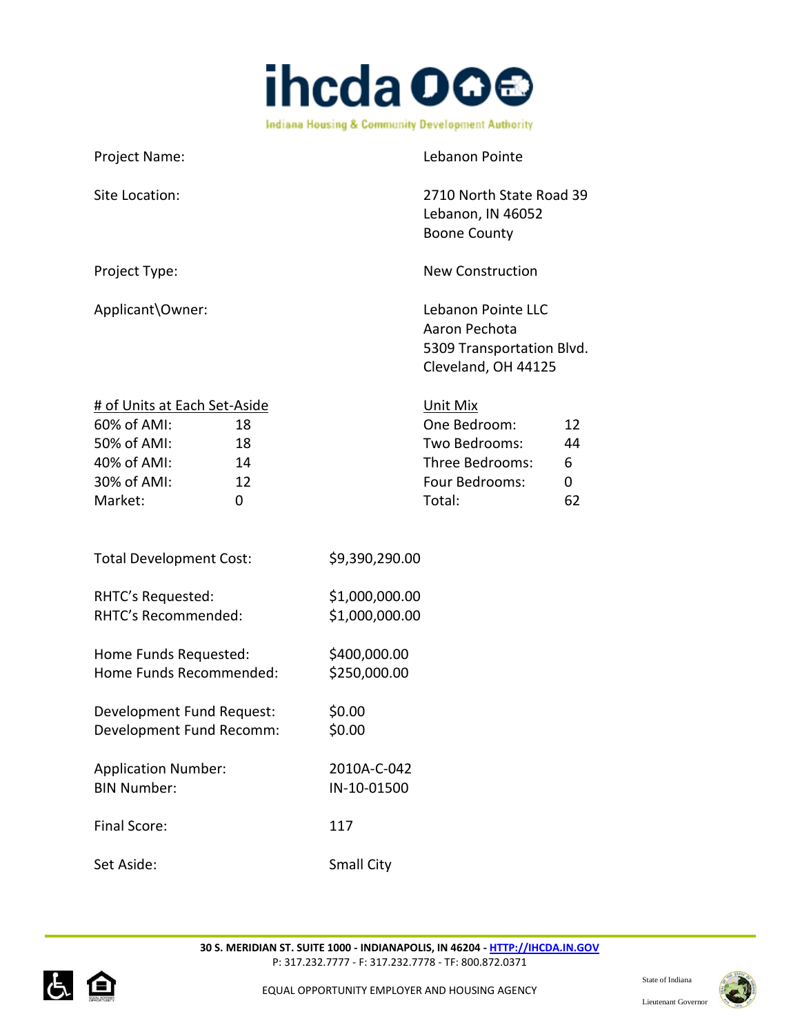| | |
|---|---|
| Project Name: | Lebanon Pointe |
| Site Location: | 2710 North State Road 39<br>Lebanon, IN 46052<br>Boone County |
| Project Type: | New Construction |
| Applicant\Owner: | Lebanon Pointe LLC<br>Aaron Pechota<br>5309 Transportation Blvd.<br>Cleveland, OH 44125 |

| # of Units at Each Set-Aside | | Unit Mix | |
|---|---|---|---|
| 60% of AMI: | 18 | One Bedroom: | 12 |
| 50% of AMI: | 18 | Two Bedrooms: | 44 |
| 40% of AMI: | 14 | Three Bedrooms: | 6 |
| 30% of AMI: | 12 | Four Bedrooms: | 0 |
| Market: | 0 | Total: | 62 |

| | |
|---|---|
| Total Development Cost: | $9,390,290.00 |
| RHTC's Requested: | $1,000,000.00 |
| RHTC's Recommended: | $1,000,000.00 |
| Home Funds Requested: | $400,000.00 |
| Home Funds Recommended: | $250,000.00 |
| Development Fund Request: | $0.00 |
| Development Fund Recomm: | $0.00 |
| Application Number: | 2010A-C-042 |
| BIN Number: | IN-10-01500 |
| Final Score: | 117 |
| Set Aside: | Small City |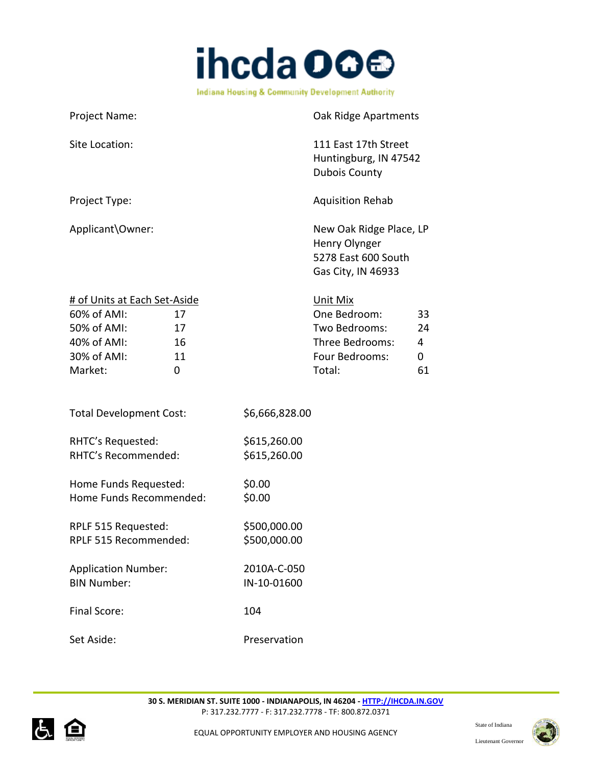| | |
|---|---|
| Project Name: | Oak Ridge Apartments |
| Site Location: | 111 East 17th Street<br>Huntingburg, IN 47542<br>Dubois County |
| Project Type: | Aquisition Rehab |
| Applicant\Owner: | New Oak Ridge Place, LP<br>Henry Olynger<br>5278 East 600 South<br>Gas City, IN 46933 |

| # of Units at Each Set-Aside | | Unit Mix | |
|---|---|---|---|
| 60% of AMI: | 17 | One Bedroom: | 33 |
| 50% of AMI: | 17 | Two Bedrooms: | 24 |
| 40% of AMI: | 16 | Three Bedrooms: | 4 |
| 30% of AMI: | 11 | Four Bedrooms: | 0 |
| Market: | 0 | Total: | 61 |

| | |
|---|---|
| Total Development Cost: | $6,666,828.00 |
| RHTC's Requested: | $615,260.00 |
| RHTC's Recommended: | $615,260.00 |
| Home Funds Requested: | $0.00 |
| Home Funds Recommended: | $0.00 |
| RPLF 515 Requested: | $500,000.00 |
| RPLF 515 Recommended: | $500,000.00 |
| Application Number: | 2010A-C-050 |
| BIN Number: | IN-10-01600 |
| Final Score: | 104 |
| Set Aside: | Preservation |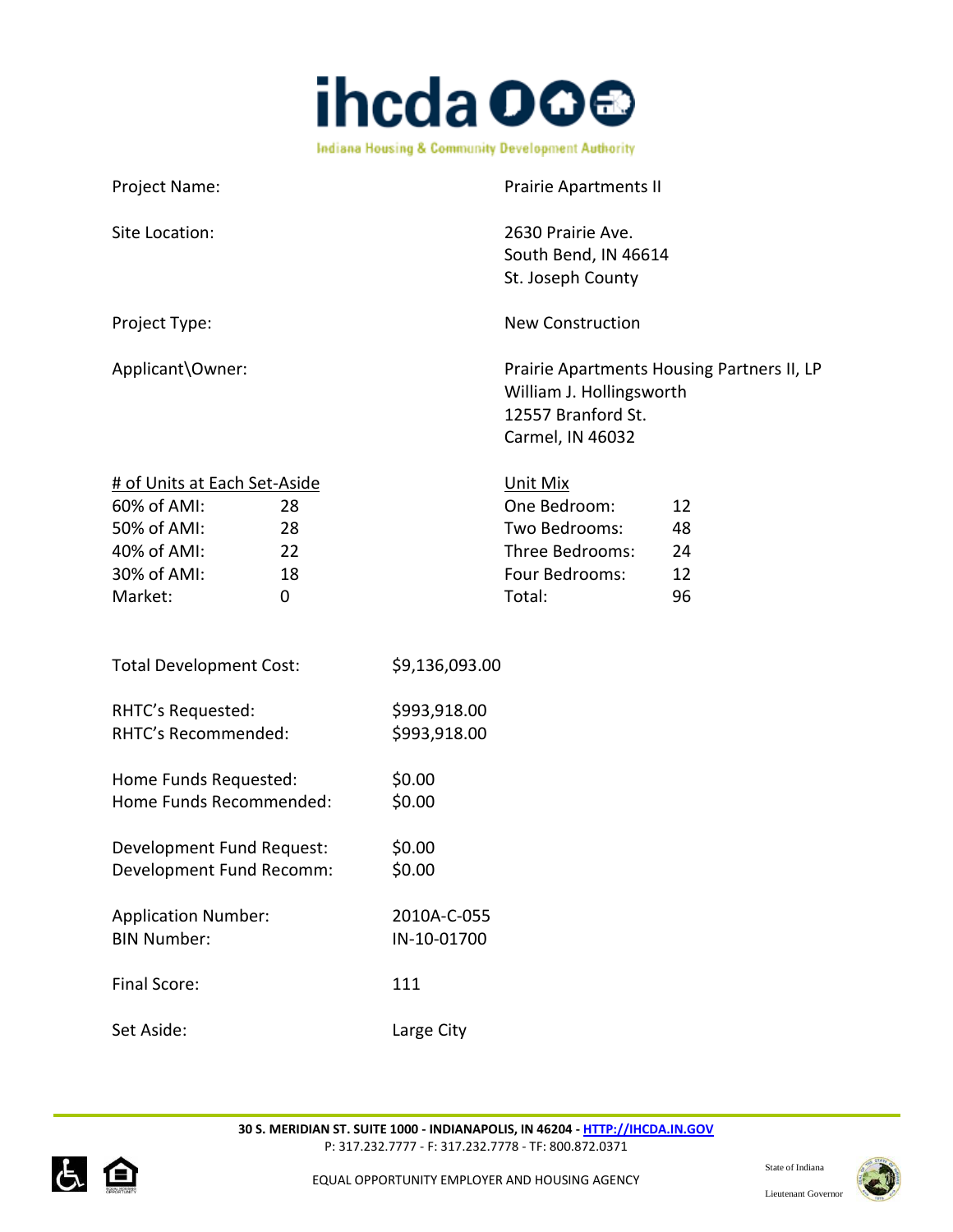Project Name: Prairie Apartments II

Site Location: 2630 Prairie Ave.
South Bend, IN 46614
St. Joseph County

Project Type: New Construction

Applicant\Owner: Prairie Apartments Housing Partners II, LP
William J. Hollingsworth
12557 Branford St.
Carmel, IN 46032

| # of Units at Each Set-Aside | | Unit Mix | |
|---|---|---|---|
| 60% of AMI: | 28 | One Bedroom: | 12 |
| 50% of AMI: | 28 | Two Bedrooms: | 48 |
| 40% of AMI: | 22 | Three Bedrooms: | 24 |
| 30% of AMI: | 18 | Four Bedrooms: | 12 |
| Market: | 0 | Total: | 96 |

Total Development Cost: $9,136,093.00

RHTC's Requested: $993,918.00
RHTC's Recommended: $993,918.00

Home Funds Requested: $0.00
Home Funds Recommended: $0.00

Development Fund Request: $0.00
Development Fund Recomm: $0.00

Application Number: 2010A-C-055
BIN Number: IN-10-01700

Final Score: 111

Set Aside: Large City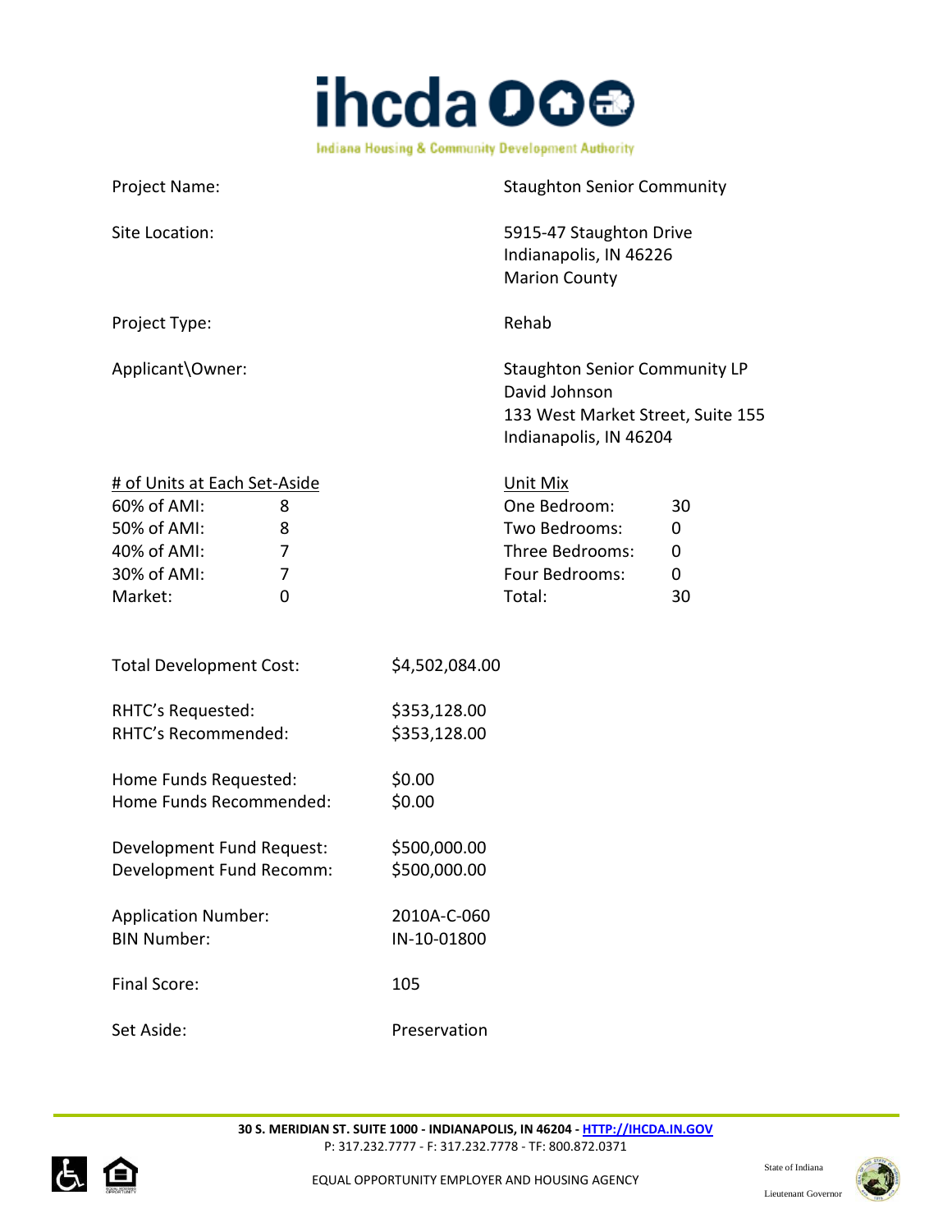Project Name: Staughton Senior Community

Site Location: 5915-47 Staughton Drive
Indianapolis, IN 46226
Marion County

Project Type: Rehab

Applicant\Owner: Staughton Senior Community LP
David Johnson
133 West Market Street, Suite 155
Indianapolis, IN 46204

| # of Units at Each Set-Aside | | Unit Mix | |
|---|---|---|---|
| 60% of AMI: | 8 | One Bedroom: | 30 |
| 50% of AMI: | 8 | Two Bedrooms: | 0 |
| 40% of AMI: | 7 | Three Bedrooms: | 0 |
| 30% of AMI: | 7 | Four Bedrooms: | 0 |
| Market: | 0 | Total: | 30 |

Total Development Cost: $4,502,084.00

RHTC's Requested: $353,128.00
RHTC's Recommended: $353,128.00

Home Funds Requested: $0.00
Home Funds Recommended: $0.00

Development Fund Request: $500,000.00
Development Fund Recomm: $500,000.00

Application Number: 2010A-C-060
BIN Number: IN-10-01800

Final Score: 105

Set Aside: Preservation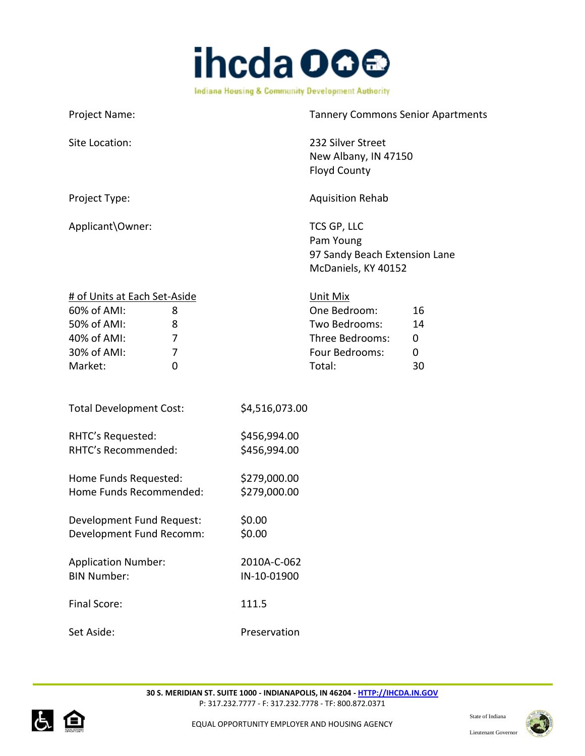ihcda

Indiana Housing & Community Development Authority

| | |
|---|---|
| Project Name: | Tannery Commons Senior Apartments |
| Site Location: | 232 Silver Street<br>New Albany, IN 47150<br>Floyd County |
| Project Type: | Aquisition Rehab |
| Applicant\Owner: | TCS GP, LLC<br>Pam Young<br>97 Sandy Beach Extension Lane<br>McDaniels, KY 40152 |

| # of Units at Each Set-Aside | | Unit Mix | |
|---|---|---|---|
| 60% of AMI: | 8 | One Bedroom: | 16 |
| 50% of AMI: | 8 | Two Bedrooms: | 14 |
| 40% of AMI: | 7 | Three Bedrooms: | 0 |
| 30% of AMI: | 7 | Four Bedrooms: | 0 |
| Market: | 0 | Total: | 30 |

| | |
|---|---|
| Total Development Cost: | $4,516,073.00 |
| RHTC's Requested: | $456,994.00 |
| RHTC's Recommended: | $456,994.00 |
| Home Funds Requested: | $279,000.00 |
| Home Funds Recommended: | $279,000.00 |
| Development Fund Request: | $0.00 |
| Development Fund Recomm: | $0.00 |
| Application Number: | 2010A-C-062 |
| BIN Number: | IN-10-01900 |
| Final Score: | 111.5 |
| Set Aside: | Preservation |

**30 S. MERIDIAN ST. SUITE 1000 - INDIANAPOLIS, IN 46204 - HTTP://IHCDA.IN.GOV**
P: 317.232.7777 - F: 317.232.7778 - TF: 800.872.0371

EQUAL OPPORTUNITY EMPLOYER AND HOUSING AGENCY

State of Indiana
Lieutenant Governor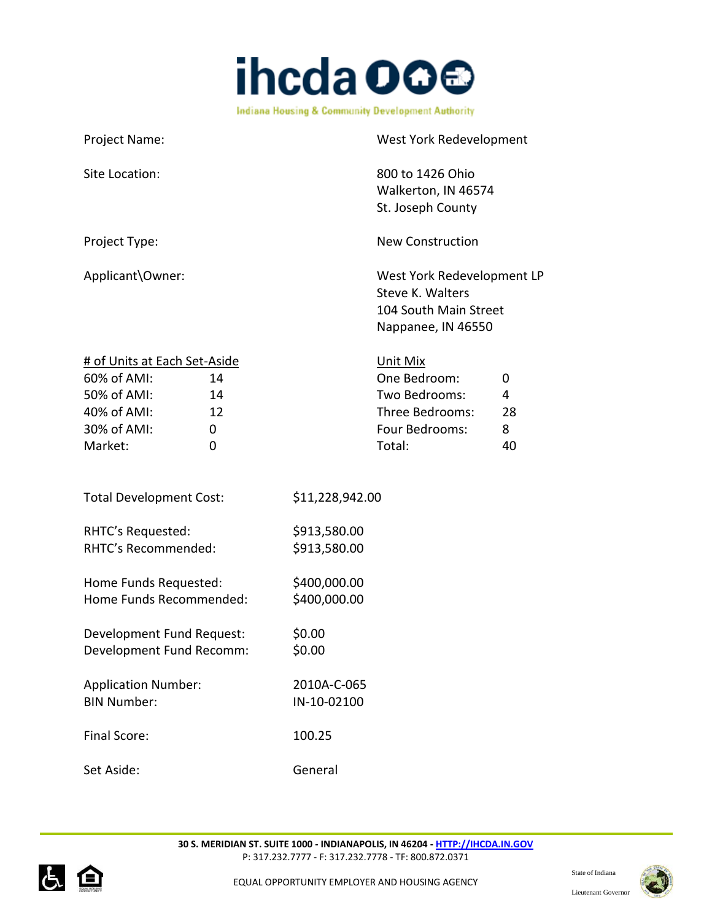Project Name: West York Redevelopment

Site Location: 800 to 1426 Ohio
Walkerton, IN 46574
St. Joseph County

Project Type: New Construction

Applicant\Owner: West York Redevelopment LP
Steve K. Walters
104 South Main Street
Nappanee, IN 46550

| # of Units at Each Set-Aside | | Unit Mix | |
|---|---|---|---|
| 60% of AMI: | 14 | One Bedroom: | 0 |
| 50% of AMI: | 14 | Two Bedrooms: | 4 |
| 40% of AMI: | 12 | Three Bedrooms: | 28 |
| 30% of AMI: | 0 | Four Bedrooms: | 8 |
| Market: | 0 | Total: | 40 |

Total Development Cost: $11,228,942.00

RHTC's Requested: $913,580.00
RHTC's Recommended: $913,580.00

Home Funds Requested: $400,000.00
Home Funds Recommended: $400,000.00

Development Fund Request: $0.00
Development Fund Recomm: $0.00

Application Number: 2010A-C-065
BIN Number: IN-10-02100

Final Score: 100.25

Set Aside: General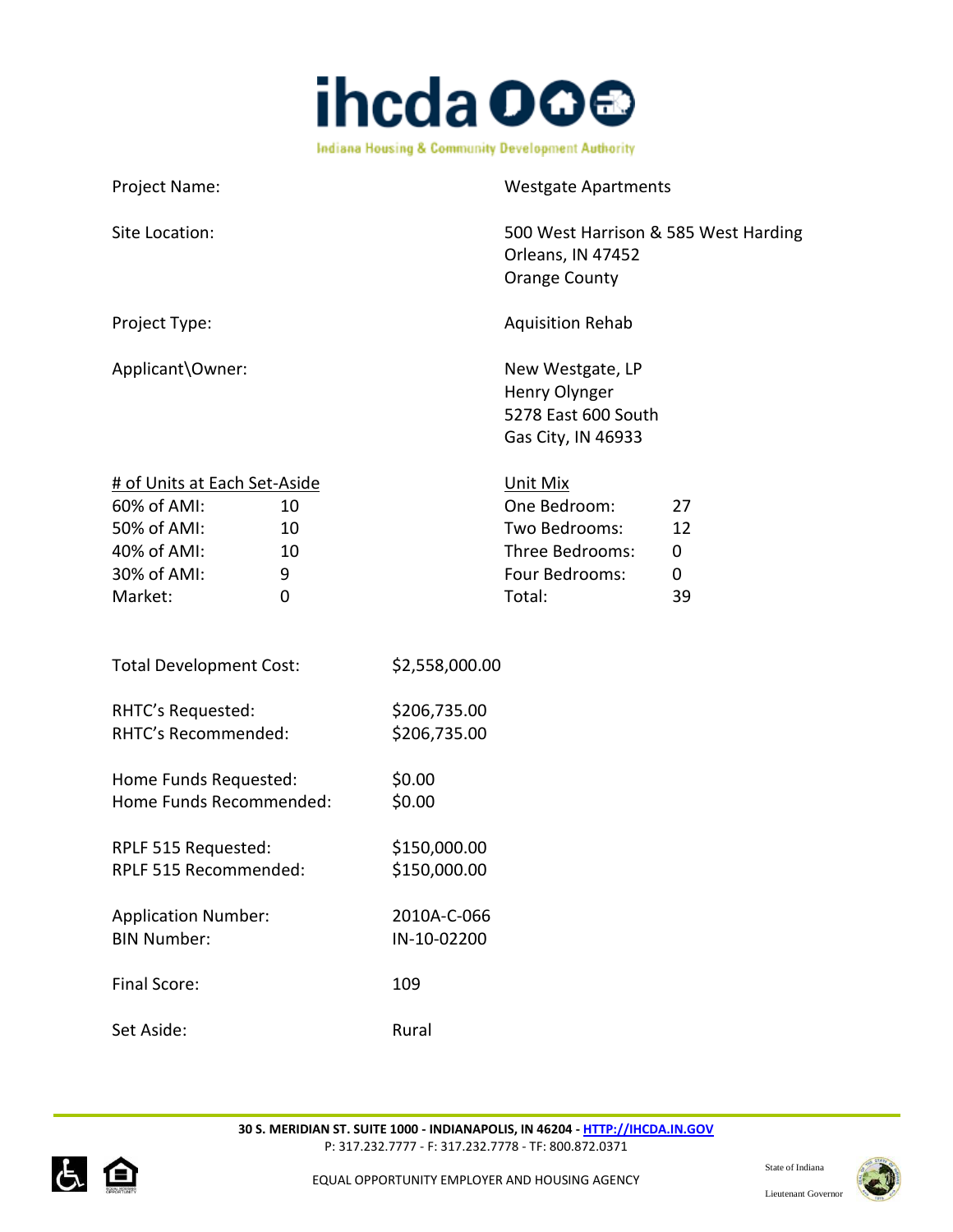| | |
|---|---|
| Project Name: | Westgate Apartments |
| Site Location: | 500 West Harrison & 585 West Harding<br>Orleans, IN 47452<br>Orange County |
| Project Type: | Aquisition Rehab |
| Applicant\Owner: | New Westgate, LP<br>Henry Olynger<br>5278 East 600 South<br>Gas City, IN 46933 |

| # of Units at Each Set-Aside | | Unit Mix | |
|---|---|---|---|
| 60% of AMI: | 10 | One Bedroom: | 27 |
| 50% of AMI: | 10 | Two Bedrooms: | 12 |
| 40% of AMI: | 10 | Three Bedrooms: | 0 |
| 30% of AMI: | 9 | Four Bedrooms: | 0 |
| Market: | 0 | Total: | 39 |

| | |
|---|---|
| Total Development Cost: | $2,558,000.00 |
| RHTC's Requested: | $206,735.00 |
| RHTC's Recommended: | $206,735.00 |
| Home Funds Requested: | $0.00 |
| Home Funds Recommended: | $0.00 |
| RPLF 515 Requested: | $150,000.00 |
| RPLF 515 Recommended: | $150,000.00 |
| Application Number: | 2010A-C-066 |
| BIN Number: | IN-10-02200 |
| Final Score: | 109 |
| Set Aside: | Rural |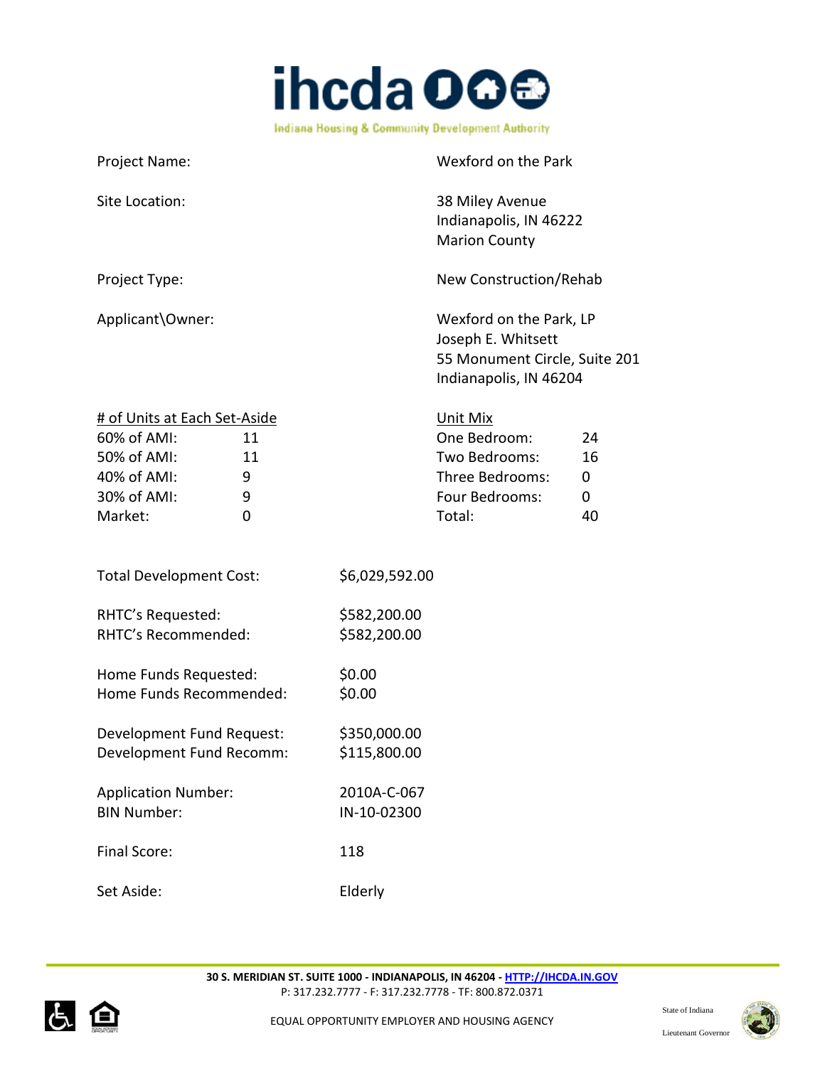ihcda
Indiana Housing & Community Development Authority

| | |
|---|---|
| Project Name: | Wexford on the Park |
| Site Location: | 38 Miley Avenue<br>Indianapolis, IN 46222<br>Marion County |
| Project Type: | New Construction/Rehab |
| Applicant\Owner: | Wexford on the Park, LP<br>Joseph E. Whitsett<br>55 Monument Circle, Suite 201<br>Indianapolis, IN 46204 |

| # of Units at Each Set-Aside | | Unit Mix | |
|---|---|---|---|
| 60% of AMI: | 11 | One Bedroom: | 24 |
| 50% of AMI: | 11 | Two Bedrooms: | 16 |
| 40% of AMI: | 9 | Three Bedrooms: | 0 |
| 30% of AMI: | 9 | Four Bedrooms: | 0 |
| Market: | 0 | Total: | 40 |

| | |
|---|---|
| Total Development Cost: | $6,029,592.00 |
| RHTC's Requested: | $582,200.00 |
| RHTC's Recommended: | $582,200.00 |
| Home Funds Requested: | $0.00 |
| Home Funds Recommended: | $0.00 |
| Development Fund Request: | $350,000.00 |
| Development Fund Recomm: | $115,800.00 |
| Application Number: | 2010A-C-067 |
| BIN Number: | IN-10-02300 |
| Final Score: | 118 |
| Set Aside: | Elderly |

**30 S. MERIDIAN ST. SUITE 1000 - INDIANAPOLIS, IN 46204 - HTTP://IHCDA.IN.GOV**
P: 317.232.7777 - F: 317.232.7778 - TF: 800.872.0371

EQUAL OPPORTUNITY EMPLOYER AND HOUSING AGENCY

State of Indiana
Lieutenant Governor